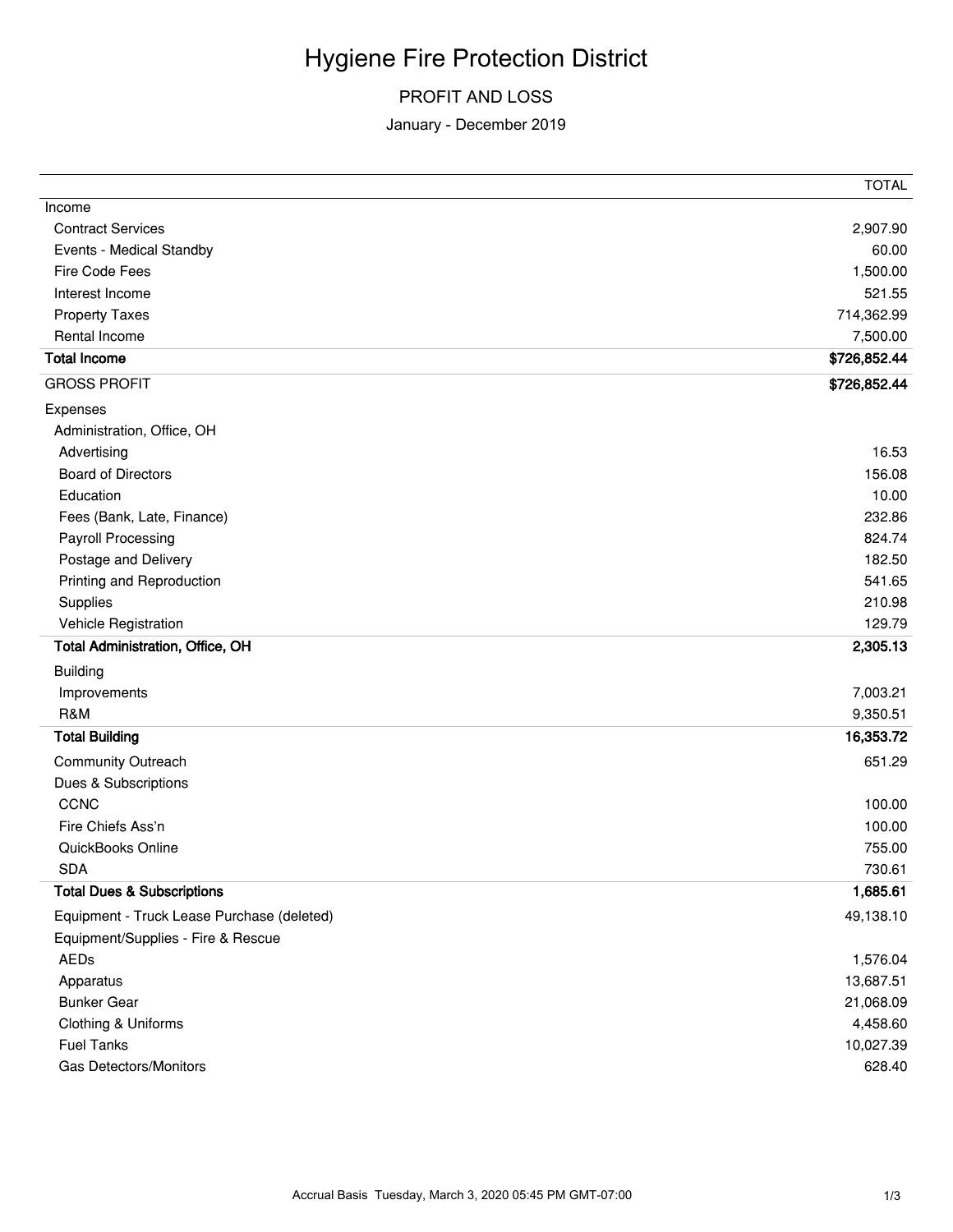# Hygiene Fire Protection District

## PROFIT AND LOSS

### January - December 2019

| | TOTAL |
|---|---|
| Income | |
| Contract Services | 2,907.90 |
| Events - Medical Standby | 60.00 |
| Fire Code Fees | 1,500.00 |
| Interest Income | 521.55 |
| Property Taxes | 714,362.99 |
| Rental Income | 7,500.00 |
| **Total Income** | **$726,852.44** |
| GROSS PROFIT | **$726,852.44** |
| Expenses | |
| Administration, Office, OH | |
| Advertising | 16.53 |
| Board of Directors | 156.08 |
| Education | 10.00 |
| Fees (Bank, Late, Finance) | 232.86 |
| Payroll Processing | 824.74 |
| Postage and Delivery | 182.50 |
| Printing and Reproduction | 541.65 |
| Supplies | 210.98 |
| Vehicle Registration | 129.79 |
| **Total Administration, Office, OH** | **2,305.13** |
| Building | |
| Improvements | 7,003.21 |
| R&M | 9,350.51 |
| **Total Building** | **16,353.72** |
| Community Outreach | 651.29 |
| Dues & Subscriptions | |
| CCNC | 100.00 |
| Fire Chiefs Ass'n | 100.00 |
| QuickBooks Online | 755.00 |
| SDA | 730.61 |
| **Total Dues & Subscriptions** | **1,685.61** |
| Equipment - Truck Lease Purchase (deleted) | 49,138.10 |
| Equipment/Supplies - Fire & Rescue | |
| AEDs | 1,576.04 |
| Apparatus | 13,687.51 |
| Bunker Gear | 21,068.09 |
| Clothing & Uniforms | 4,458.60 |
| Fuel Tanks | 10,027.39 |
| Gas Detectors/Monitors | 628.40 |

Accrual Basis Tuesday, March 3, 2020 05:45 PM GMT-07:00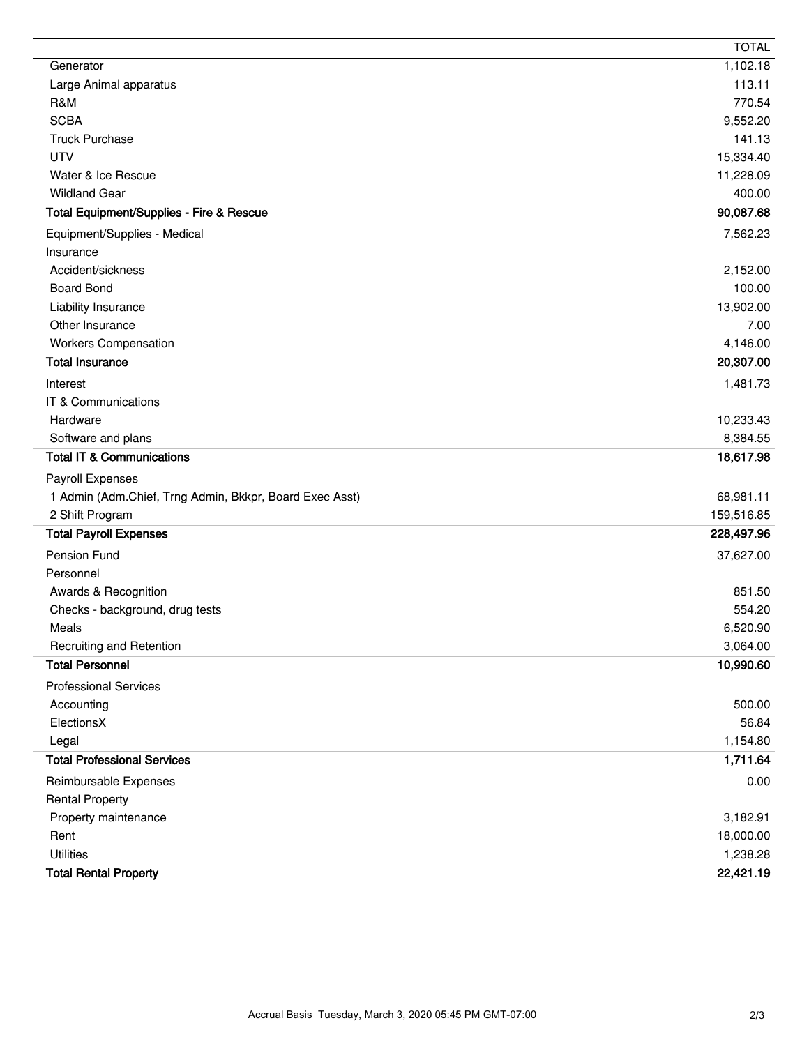| | TOTAL |
|---|---|
| Generator | 1,102.18 |
| Large Animal apparatus | 113.11 |
| R&M | 770.54 |
| SCBA | 9,552.20 |
| Truck Purchase | 141.13 |
| UTV | 15,334.40 |
| Water & Ice Rescue | 11,228.09 |
| Wildland Gear | 400.00 |
| **Total Equipment/Supplies - Fire & Rescue** | **90,087.68** |
| Equipment/Supplies - Medical | 7,562.23 |
| Insurance | |
| Accident/sickness | 2,152.00 |
| Board Bond | 100.00 |
| Liability Insurance | 13,902.00 |
| Other Insurance | 7.00 |
| Workers Compensation | 4,146.00 |
| **Total Insurance** | **20,307.00** |
| Interest | 1,481.73 |
| IT & Communications | |
| Hardware | 10,233.43 |
| Software and plans | 8,384.55 |
| **Total IT & Communications** | **18,617.98** |
| Payroll Expenses | |
| 1 Admin (Adm.Chief, Trng Admin, Bkkpr, Board Exec Asst) | 68,981.11 |
| 2 Shift Program | 159,516.85 |
| **Total Payroll Expenses** | **228,497.96** |
| Pension Fund | 37,627.00 |
| Personnel | |
| Awards & Recognition | 851.50 |
| Checks - background, drug tests | 554.20 |
| Meals | 6,520.90 |
| Recruiting and Retention | 3,064.00 |
| **Total Personnel** | **10,990.60** |
| Professional Services | |
| Accounting | 500.00 |
| ElectionsX | 56.84 |
| Legal | 1,154.80 |
| **Total Professional Services** | **1,711.64** |
| Reimbursable Expenses | 0.00 |
| Rental Property | |
| Property maintenance | 3,182.91 |
| Rent | 18,000.00 |
| Utilities | 1,238.28 |
| **Total Rental Property** | **22,421.19** |

Accrual Basis Tuesday, March 3, 2020 05:45 PM GMT-07:00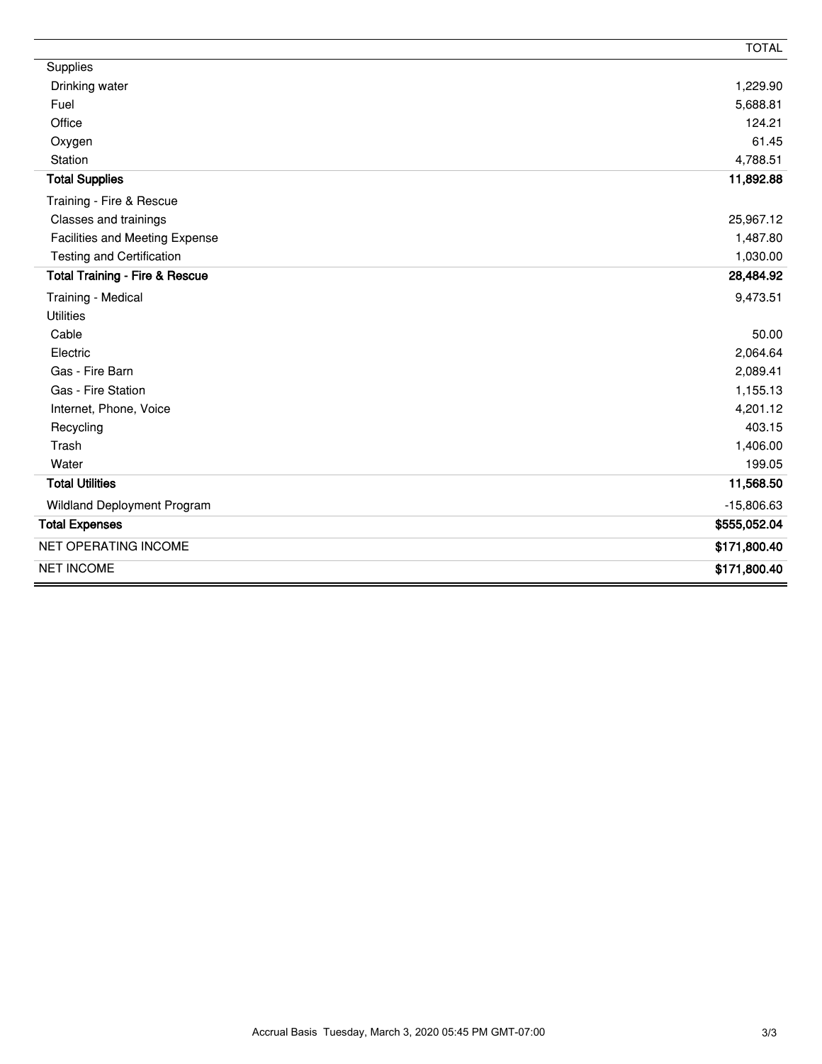| | TOTAL |
|---|---|
| Supplies | |
| Drinking water | 1,229.90 |
| Fuel | 5,688.81 |
| Office | 124.21 |
| Oxygen | 61.45 |
| Station | 4,788.51 |
| **Total Supplies** | **11,892.88** |
| Training - Fire & Rescue | |
| Classes and trainings | 25,967.12 |
| Facilities and Meeting Expense | 1,487.80 |
| Testing and Certification | 1,030.00 |
| **Total Training - Fire & Rescue** | **28,484.92** |
| Training - Medical | 9,473.51 |
| Utilities | |
| Cable | 50.00 |
| Electric | 2,064.64 |
| Gas - Fire Barn | 2,089.41 |
| Gas - Fire Station | 1,155.13 |
| Internet, Phone, Voice | 4,201.12 |
| Recycling | 403.15 |
| Trash | 1,406.00 |
| Water | 199.05 |
| **Total Utilities** | **11,568.50** |
| Wildland Deployment Program | -15,806.63 |
| **Total Expenses** | **$555,052.04** |
| NET OPERATING INCOME | **$171,800.40** |
| NET INCOME | **$171,800.40** |

Accrual Basis Tuesday, March 3, 2020 05:45 PM GMT-07:00